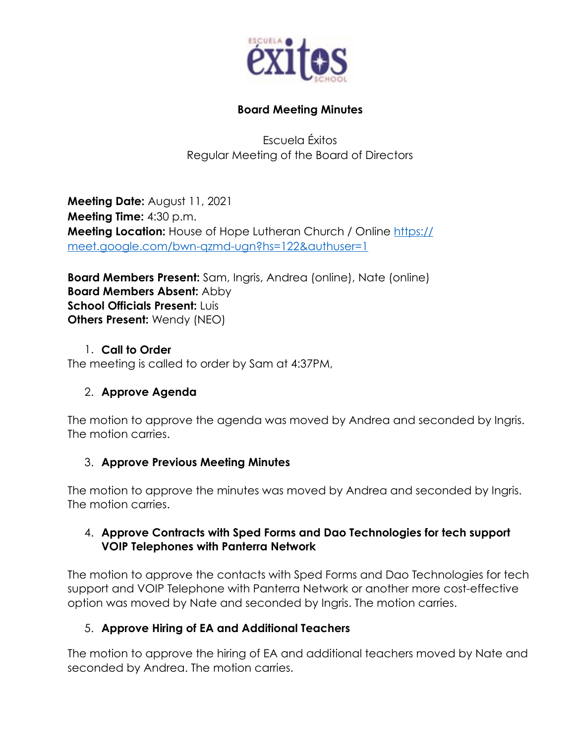# Board Meeting Minutes

Escuela Éxitos
Regular Meeting of the Board of Directors

**Meeting Date:** August 11, 2021
**Meeting Time:** 4:30 p.m.
**Meeting Location:** House of Hope Lutheran Church / Online https://meet.google.com/bwn-qzmd-ugn?hs=122&authuser=1

**Board Members Present:** Sam, Ingris, Andrea (online), Nate (online)
**Board Members Absent:** Abby
**School Officials Present:** Luis
**Others Present:** Wendy (NEO)

1. **Call to Order**

The meeting is called to order by Sam at 4:37PM,

2. **Approve Agenda**

The motion to approve the agenda was moved by Andrea and seconded by Ingris. The motion carries.

3. **Approve Previous Meeting Minutes**

The motion to approve the minutes was moved by Andrea and seconded by Ingris. The motion carries.

4. **Approve Contracts with Sped Forms and Dao Technologies for tech support VOIP Telephones with Panterra Network**

The motion to approve the contacts with Sped Forms and Dao Technologies for tech support and VOIP Telephone with Panterra Network or another more cost-effective option was moved by Nate and seconded by Ingris. The motion carries.

5. **Approve Hiring of EA and Additional Teachers**

The motion to approve the hiring of EA and additional teachers moved by Nate and seconded by Andrea. The motion carries.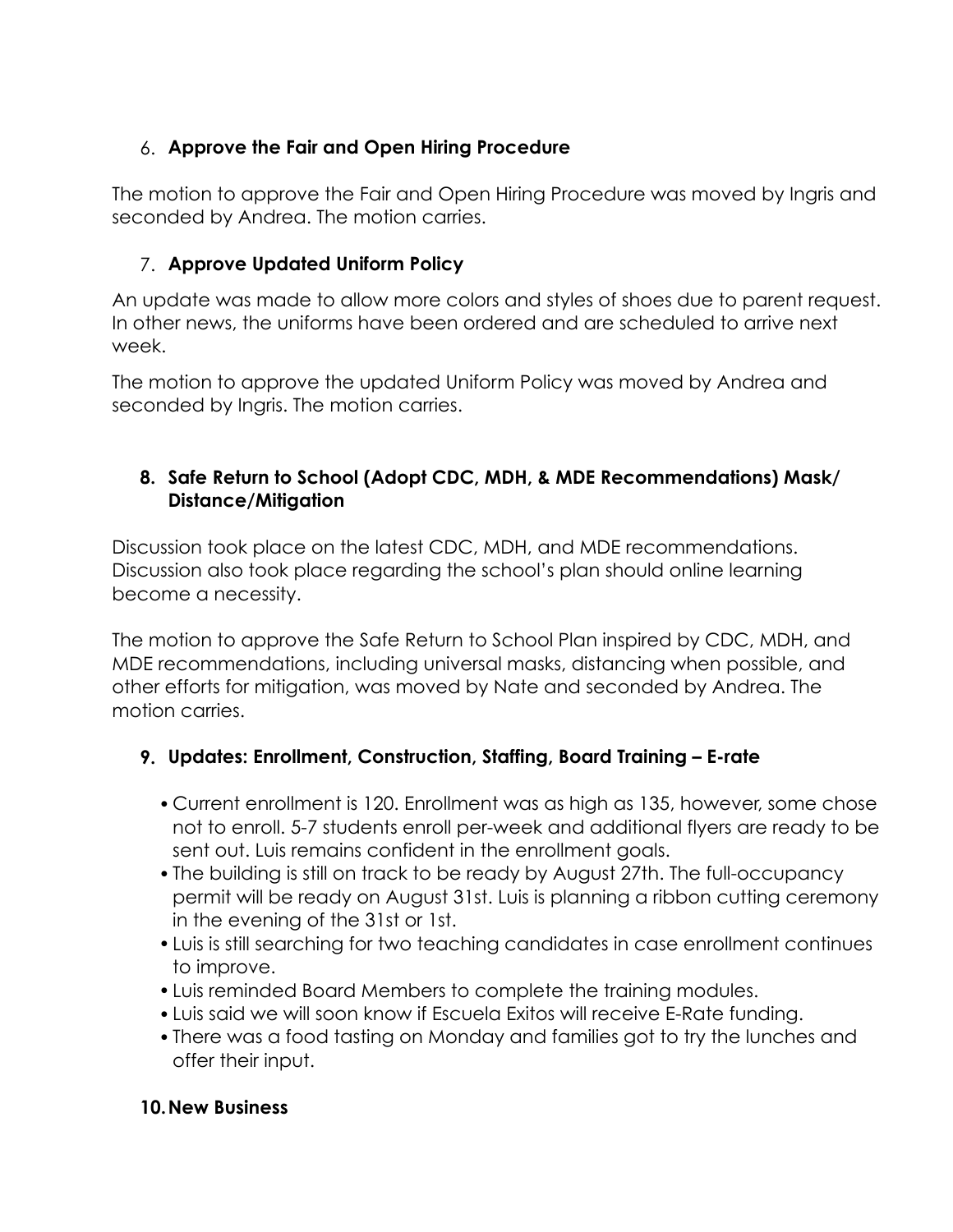6. **Approve the Fair and Open Hiring Procedure**

The motion to approve the Fair and Open Hiring Procedure was moved by Ingris and seconded by Andrea. The motion carries.

7. **Approve Updated Uniform Policy**

An update was made to allow more colors and styles of shoes due to parent request. In other news, the uniforms have been ordered and are scheduled to arrive next week.

The motion to approve the updated Uniform Policy was moved by Andrea and seconded by Ingris. The motion carries.

8. **Safe Return to School (Adopt CDC, MDH, & MDE Recommendations) Mask/ Distance/Mitigation**

Discussion took place on the latest CDC, MDH, and MDE recommendations. Discussion also took place regarding the school's plan should online learning become a necessity.

The motion to approve the Safe Return to School Plan inspired by CDC, MDH, and MDE recommendations, including universal masks, distancing when possible, and other efforts for mitigation, was moved by Nate and seconded by Andrea. The motion carries.

9. **Updates: Enrollment, Construction, Staffing, Board Training – E-rate**

- Current enrollment is 120. Enrollment was as high as 135, however, some chose not to enroll. 5-7 students enroll per-week and additional flyers are ready to be sent out. Luis remains confident in the enrollment goals.
- The building is still on track to be ready by August 27th. The full-occupancy permit will be ready on August 31st. Luis is planning a ribbon cutting ceremony in the evening of the 31st or 1st.
- Luis is still searching for two teaching candidates in case enrollment continues to improve.
- Luis reminded Board Members to complete the training modules.
- Luis said we will soon know if Escuela Exitos will receive E-Rate funding.
- There was a food tasting on Monday and families got to try the lunches and offer their input.

10. **New Business**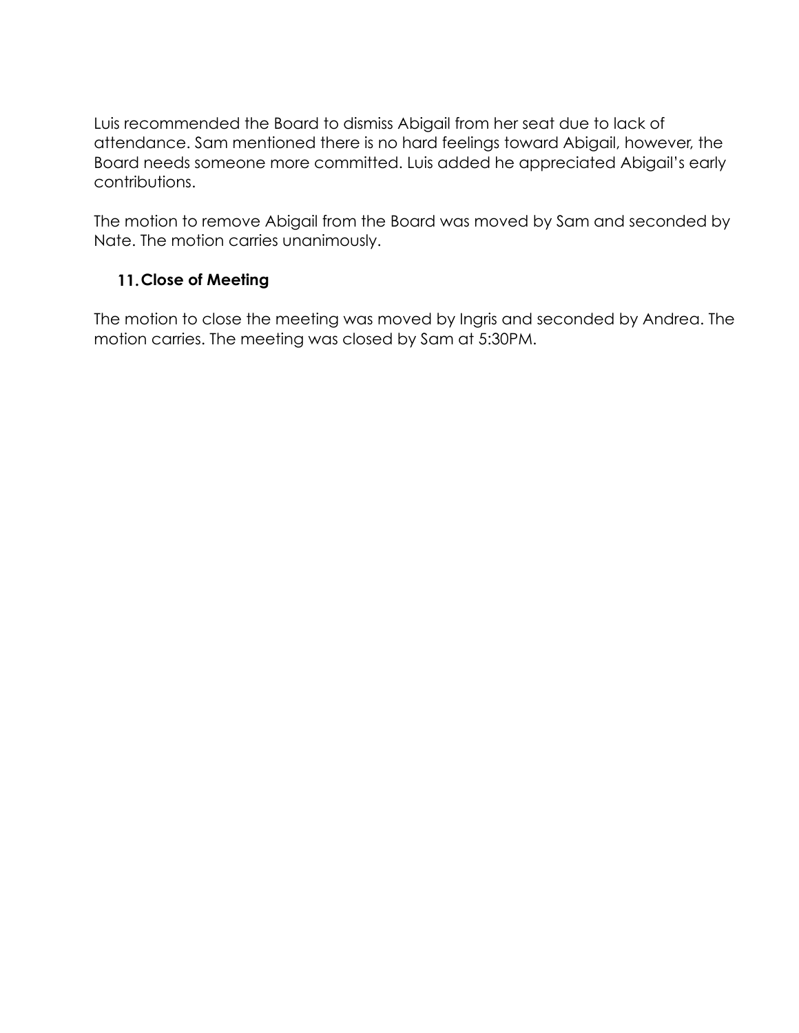Luis recommended the Board to dismiss Abigail from her seat due to lack of attendance. Sam mentioned there is no hard feelings toward Abigail, however, the Board needs someone more committed. Luis added he appreciated Abigail's early contributions.

The motion to remove Abigail from the Board was moved by Sam and seconded by Nate. The motion carries unanimously.

### 11. Close of Meeting

The motion to close the meeting was moved by Ingris and seconded by Andrea. The motion carries. The meeting was closed by Sam at 5:30PM.